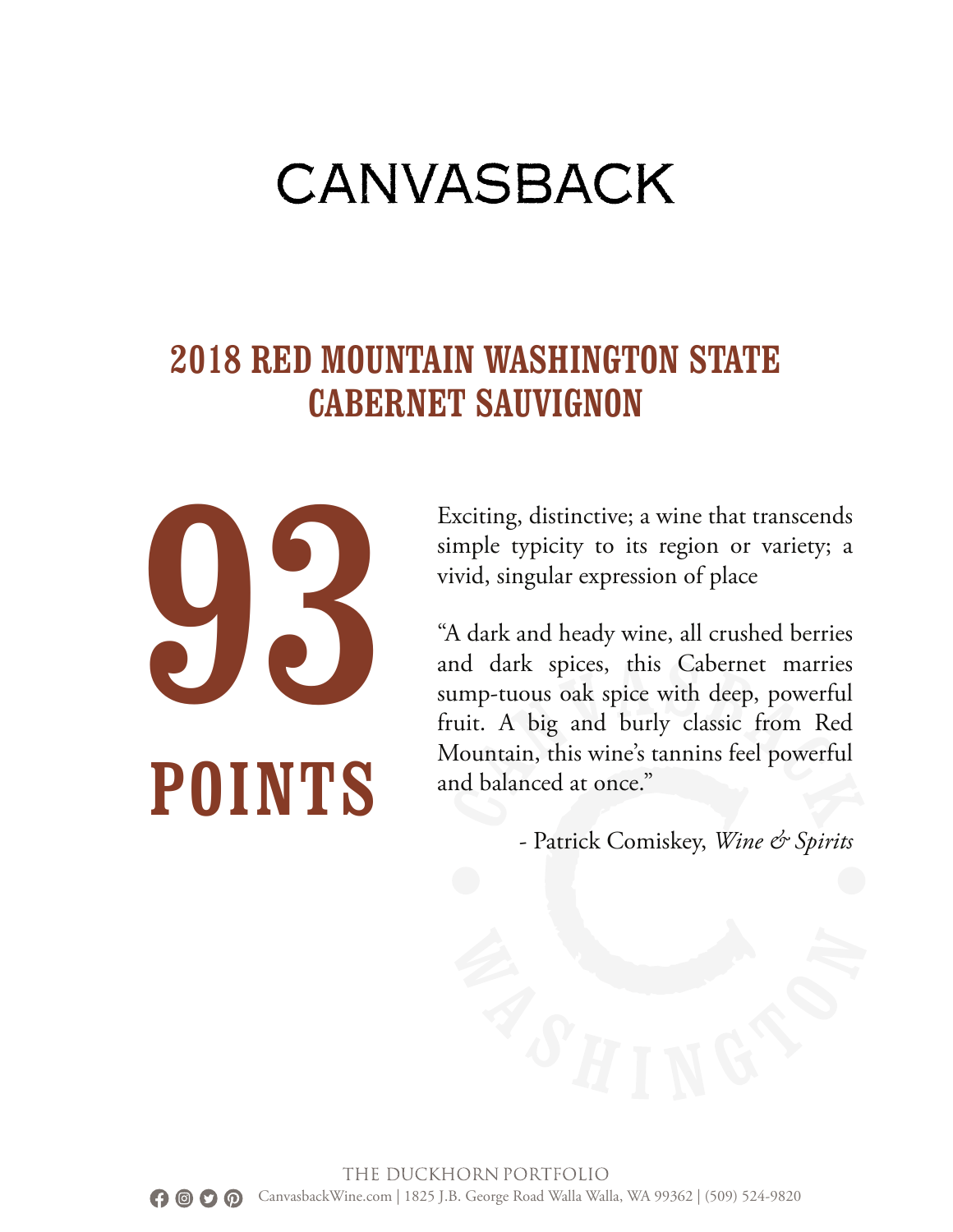# CANVASBACK

## 2018 RED MOUNTAIN WASHINGTON STATE CABERNET SAUVIGNON

# 93 POINTS

Exciting, distinctive; a wine that transcends simple typicity to its region or variety; a vivid, singular expression of place

"A dark and heady wine, all crushed berries and dark spices, this Cabernet marries sump-tuous oak spice with deep, powerful fruit. A big and burly classic from Red Mountain, this wine's tannins feel powerful and balanced at once."

\- Patrick Comiskey, *Wine & Spirits*

THE DUCKHORN PORTFOLIO

CanvasbackWine.com | 1825 J.B. George Road Walla Walla, WA 99362 | (509) 524-9820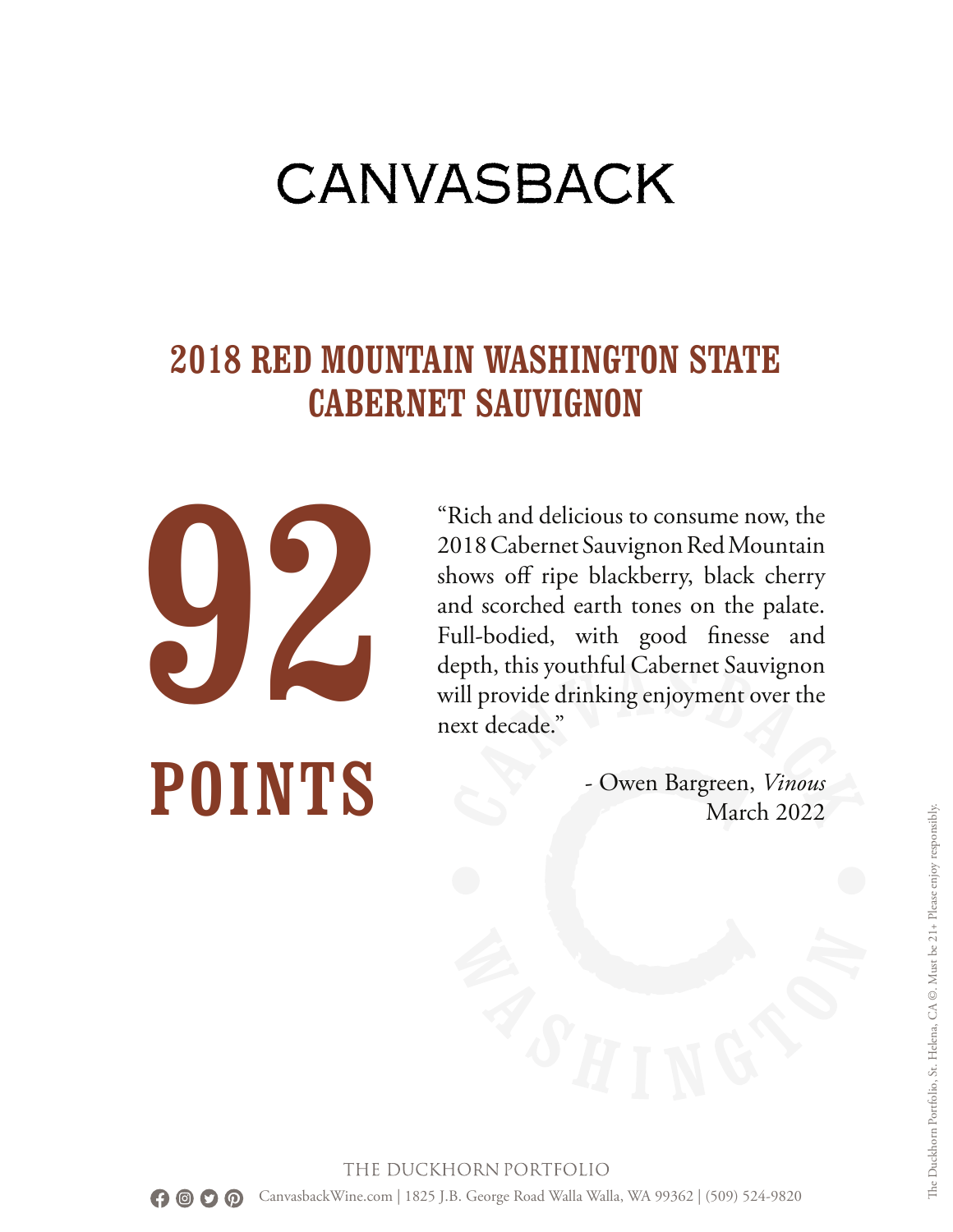# CANVASBACK

## 2018 RED MOUNTAIN WASHINGTON STATE CABERNET SAUVIGNON

**92**

**POINTS**

"Rich and delicious to consume now, the 2018 Cabernet Sauvignon Red Mountain shows off ripe blackberry, black cherry and scorched earth tones on the palate. Full-bodied, with good finesse and depth, this youthful Cabernet Sauvignon will provide drinking enjoyment over the next decade."

- Owen Bargreen, *Vinous*
March 2022

THE DUCKHORN PORTFOLIO

CanvasbackWine.com | 1825 J.B. George Road Walla Walla, WA 99362 | (509) 524-9820

The Duckhorn Portfolio, St. Helena, CA ©. Must be 21+ Please enjoy responsibly.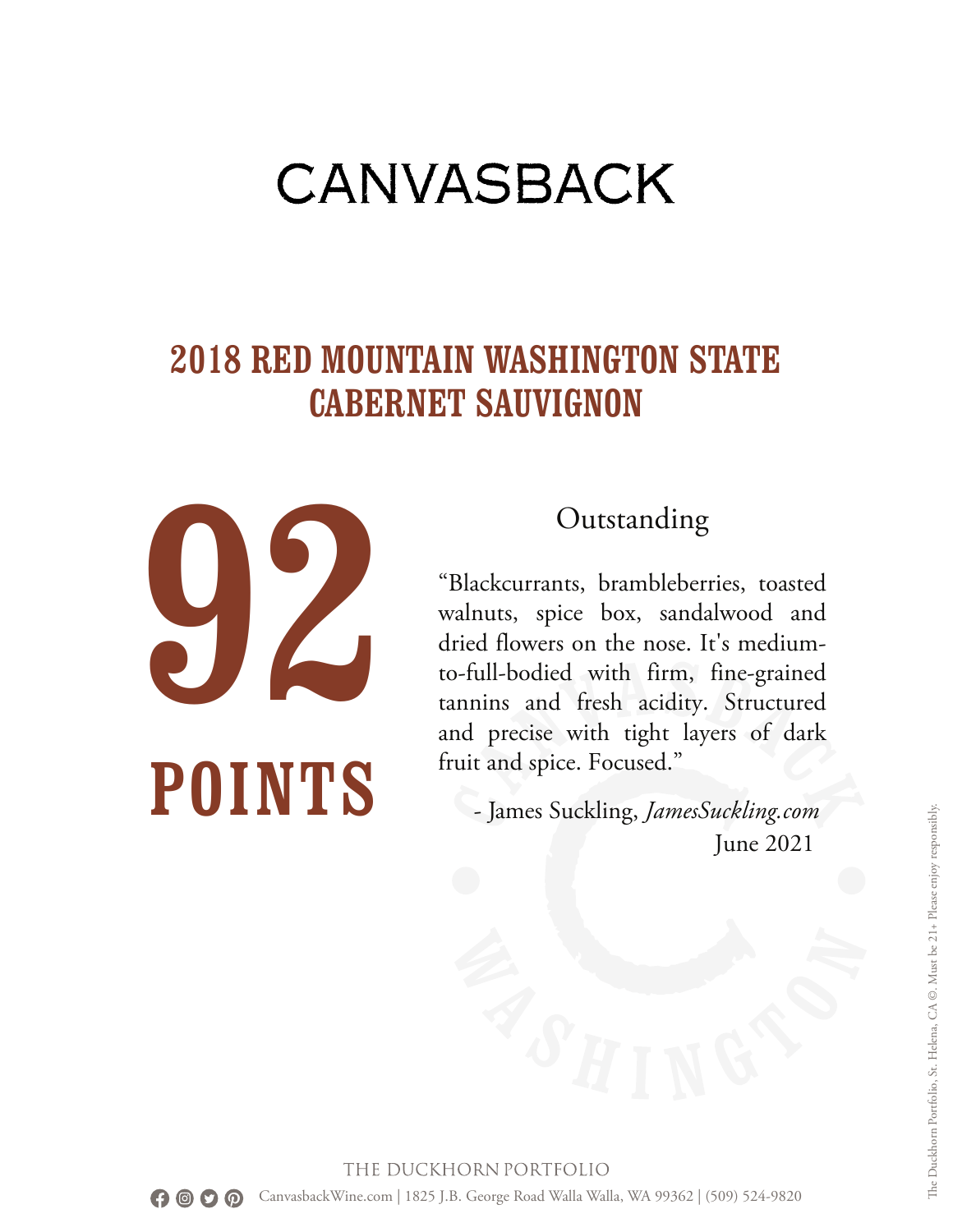# CANVASBACK

## 2018 RED MOUNTAIN WASHINGTON STATE CABERNET SAUVIGNON

# 92 POINTS

Outstanding

"Blackcurrants, brambleberries, toasted walnuts, spice box, sandalwood and dried flowers on the nose. It's medium-to-full-bodied with firm, fine-grained tannins and fresh acidity. Structured and precise with tight layers of dark fruit and spice. Focused."

\- James Suckling, *JamesSuckling.com*
June 2021

THE DUCKHORN PORTFOLIO

CanvasbackWine.com | 1825 J.B. George Road Walla Walla, WA 99362 | (509) 524-9820

The Duckhorn Portfolio, St. Helena, CA ©. Must be 21+ Please enjoy responsibly.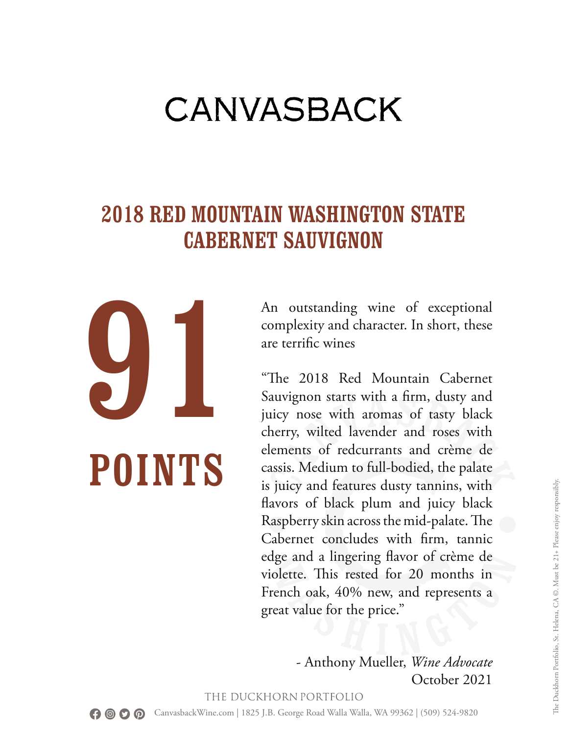# CANVASBACK

## 2018 RED MOUNTAIN WASHINGTON STATE CABERNET SAUVIGNON

**91**

**POINTS**

An outstanding wine of exceptional complexity and character. In short, these are terrific wines

"The 2018 Red Mountain Cabernet Sauvignon starts with a firm, dusty and juicy nose with aromas of tasty black cherry, wilted lavender and roses with elements of redcurrants and crème de cassis. Medium to full-bodied, the palate is juicy and features dusty tannins, with flavors of black plum and juicy black Raspberry skin across the mid-palate. The Cabernet concludes with firm, tannic edge and a lingering flavor of crème de violette. This rested for 20 months in French oak, 40% new, and represents a great value for the price."

- Anthony Mueller, *Wine Advocate*
October 2021

THE DUCKHORN PORTFOLIO

CanvasbackWine.com | 1825 J.B. George Road Walla Walla, WA 99362 | (509) 524-9820

The Duckhorn Portfolio, St. Helena, CA ©. Must be 21+ Please enjoy responsibly.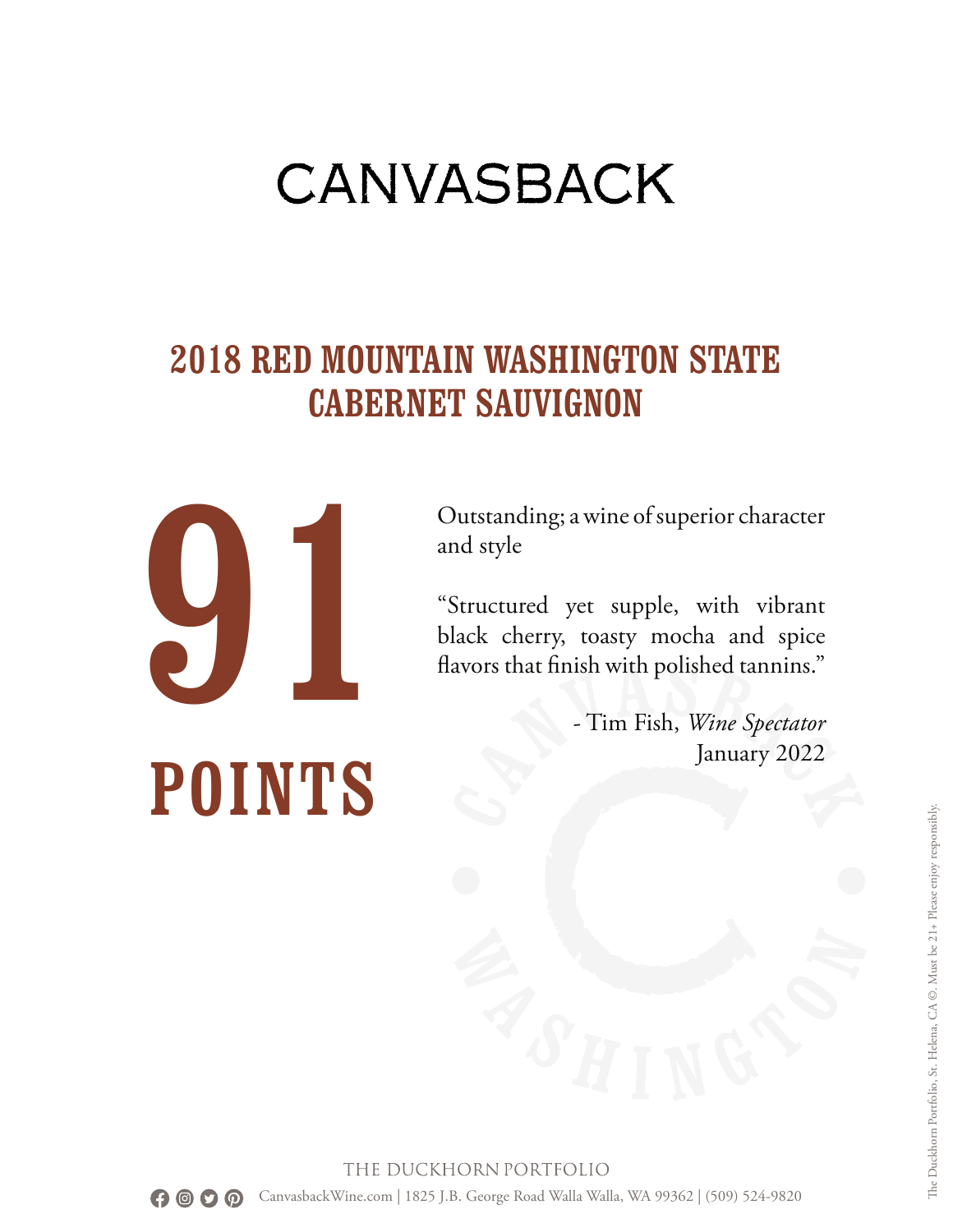# CANVASBACK

## 2018 RED MOUNTAIN WASHINGTON STATE CABERNET SAUVIGNON

**91 POINTS**

Outstanding; a wine of superior character and style

"Structured yet supple, with vibrant black cherry, toasty mocha and spice flavors that finish with polished tannins."

- Tim Fish, *Wine Spectator*
January 2022

THE DUCKHORN PORTFOLIO

CanvasbackWine.com | 1825 J.B. George Road Walla Walla, WA 99362 | (509) 524-9820

The Duckhorn Portfolio, St. Helena, CA ©. Must be 21+ Please enjoy responsibly.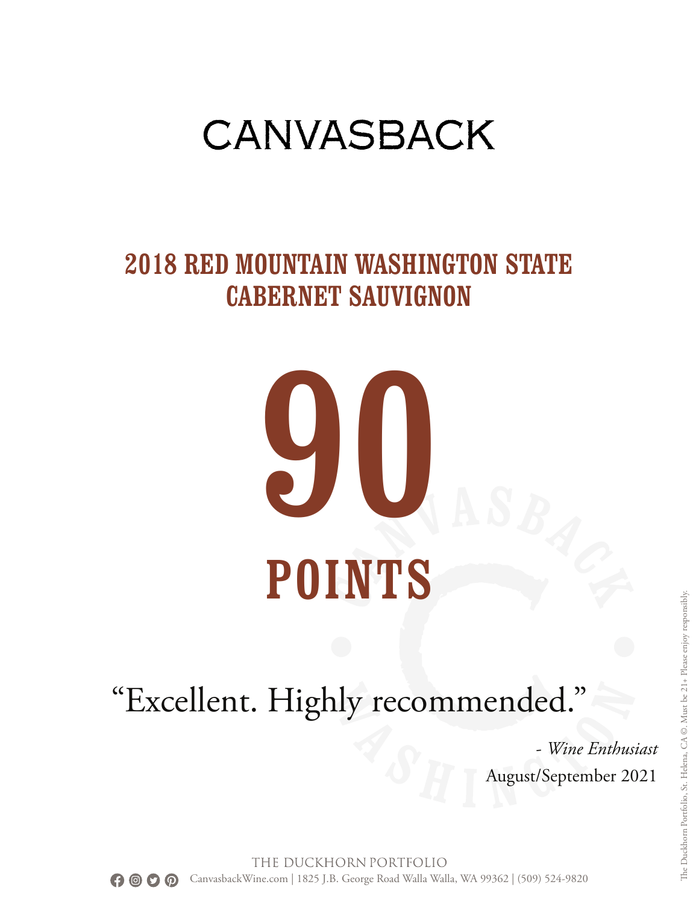# CANVASBACK

## 2018 RED MOUNTAIN WASHINGTON STATE CABERNET SAUVIGNON

# 90

## POINTS

"Excellent. Highly recommended."

*- Wine Enthusiast*
August/September 2021

THE DUCKHORN PORTFOLIO
CanvasbackWine.com | 1825 J.B. George Road Walla Walla, WA 99362 | (509) 524-9820

The Duckhorn Portfolio, St. Helena, CA ©. Must be 21+ Please enjoy responsibly.